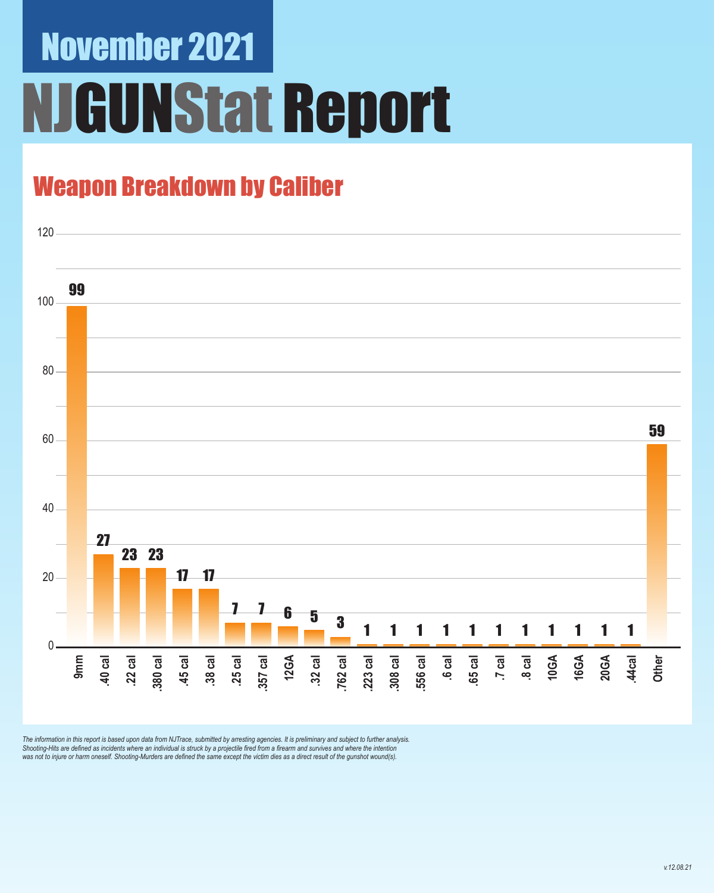# November 2021

# NJGUNStat Report

## Weapon Breakdown by Caliber

| Caliber | Count |
|---|---|
| 9mm | 99 |
| .40 cal | 27 |
| .22 cal | 23 |
| .380 cal | 23 |
| .45 cal | 17 |
| .38 cal | 17 |
| .25 cal | 7 |
| .357 cal | 7 |
| 12GA | 6 |
| .32 cal | 5 |
| .762 cal | 3 |
| .223 cal | 1 |
| .308 cal | 1 |
| .556 cal | 1 |
| .6 cal | 1 |
| .65 cal | 1 |
| .7 cal | 1 |
| .8 cal | 1 |
| 10GA | 1 |
| 16GA | 1 |
| 20GA | 1 |
| .44cal | 1 |
| Other | 59 |

*The information in this report is based upon data from NJTrace, submitted by arresting agencies. It is preliminary and subject to further analysis. Shooting-Hits are defined as incidents where an individual is struck by a projectile fired from a firearm and survives and where the intention was not to injure or harm oneself. Shooting-Murders are defined the same except the victim dies as a direct result of the gunshot wound(s).*

v.12.08.21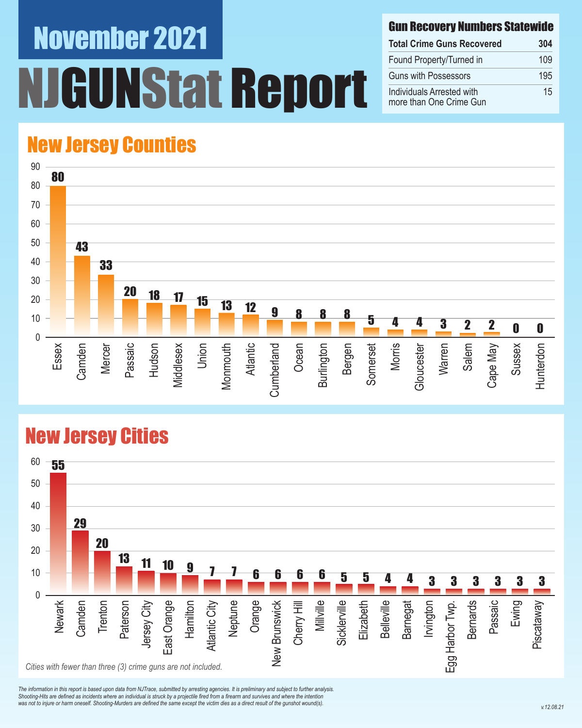# November 2021

# NJGUNStat Report

| Gun Recovery Numbers Statewide | |
|---|---|
| **Total Crime Guns Recovered** | **304** |
| Found Property/Turned in | 109 |
| Guns with Possessors | 195 |
| Individuals Arrested with more than One Crime Gun | 15 |

## New Jersey Counties

| County | Crime Guns |
|---|---|
| Essex | 80 |
| Camden | 43 |
| Mercer | 33 |
| Passaic | 20 |
| Hudson | 18 |
| Middlesex | 17 |
| Union | 15 |
| Monmouth | 13 |
| Atlantic | 12 |
| Cumberland | 9 |
| Ocean | 8 |
| Burlington | 8 |
| Bergen | 8 |
| Somerset | 5 |
| Morris | 4 |
| Gloucester | 4 |
| Warren | 3 |
| Salem | 2 |
| Cape May | 2 |
| Sussex | 0 |
| Hunterdon | 0 |

## New Jersey Cities

| City | Crime Guns |
|---|---|
| Newark | 55 |
| Camden | 29 |
| Trenton | 20 |
| Paterson | 13 |
| Jersey City | 11 |
| East Orange | 10 |
| Hamilton | 9 |
| Atlantic City | 7 |
| Neptune | 7 |
| Orange | 6 |
| New Brunswick | 6 |
| Cherry Hill | 6 |
| Millville | 6 |
| Sicklerville | 5 |
| Elizabeth | 5 |
| Belleville | 4 |
| Barnegat | 4 |
| Irvington | 3 |
| Egg Harbor Twp. | 3 |
| Bernards | 3 |
| Passaic | 3 |
| Ewing | 3 |
| Piscataway | 3 |

*Cities with fewer than three (3) crime guns are not included.*

*The information in this report is based upon data from NJTrace, submitted by arresting agencies. It is preliminary and subject to further analysis. Shooting-Hits are defined as incidents where an individual is struck by a projectile fired from a firearm and survives and where the intention was not to injure or harm oneself. Shooting-Murders are defined the same except the victim dies as a direct result of the gunshot wound(s).*

v.12.08.21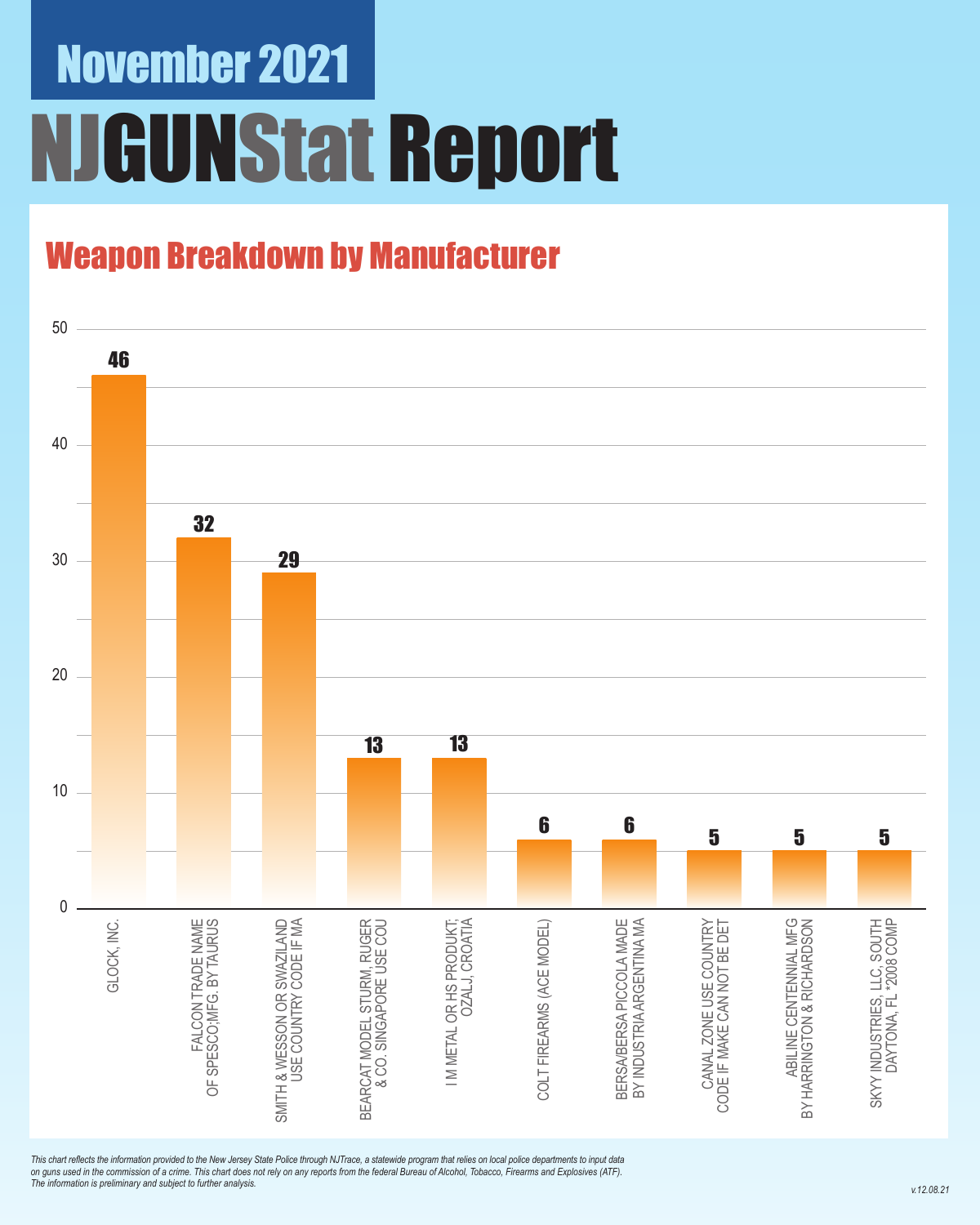November 2021

# NJGUNStat Report

## Weapon Breakdown by Manufacturer

| Manufacturer | Count |
| --- | --- |
| GLOCK, INC. | 46 |
| FALCON TRADE NAME OF SPESCO;MFG. BY TAURUS | 32 |
| SMITH & WESSON OR SWAZILAND USE COUNTRY CODE IF MA | 29 |
| BEARCAT MODEL STURM, RUGER & CO. SINGAPORE USE COU | 13 |
| I M METAL OR HS PRODUKT; OZALJ, CROATIA | 13 |
| COLT FIREARMS (ACE MODEL) | 6 |
| BERSA/BERSA PICCOLA MADE BY INDUSTRIA ARGENTINA MA | 6 |
| CANAL ZONE USE COUNTRY CODE IF MAKE CAN NOT BE DET | 5 |
| ABILINE CENTENNIAL MFG BY HARRINGTON & RICHARDSON | 5 |
| SKYY INDUSTRIES, LLC. SOUTH DAYTONA, FL *2008 COMP | 5 |

*This chart reflects the information provided to the New Jersey State Police through NJTrace, a statewide program that relies on local police departments to input data on guns used in the commission of a crime. This chart does not rely on any reports from the federal Bureau of Alcohol, Tobacco, Firearms and Explosives (ATF). The information is preliminary and subject to further analysis.*

v.12.08.21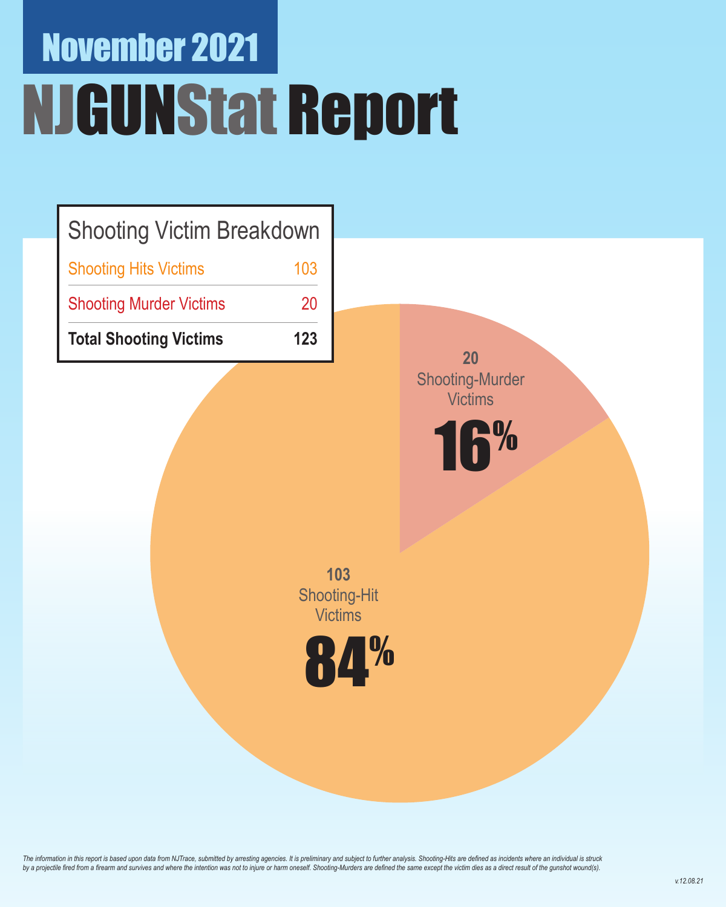# November 2021

# NJGUNStat Report

## Shooting Victim Breakdown

| | |
|---|---|
| Shooting Hits Victims | 103 |
| Shooting Murder Victims | 20 |
| **Total Shooting Victims** | **123** |

20
Shooting-Murder Victims
16%

103
Shooting-Hit Victims
84%

*The information in this report is based upon data from NJTrace, submitted by arresting agencies. It is preliminary and subject to further analysis. Shooting-Hits are defined as incidents where an individual is struck by a projectile fired from a firearm and survives and where the intention was not to injure or harm oneself. Shooting-Murders are defined the same except the victim dies as a direct result of the gunshot wound(s).*

*v.12.08.21*